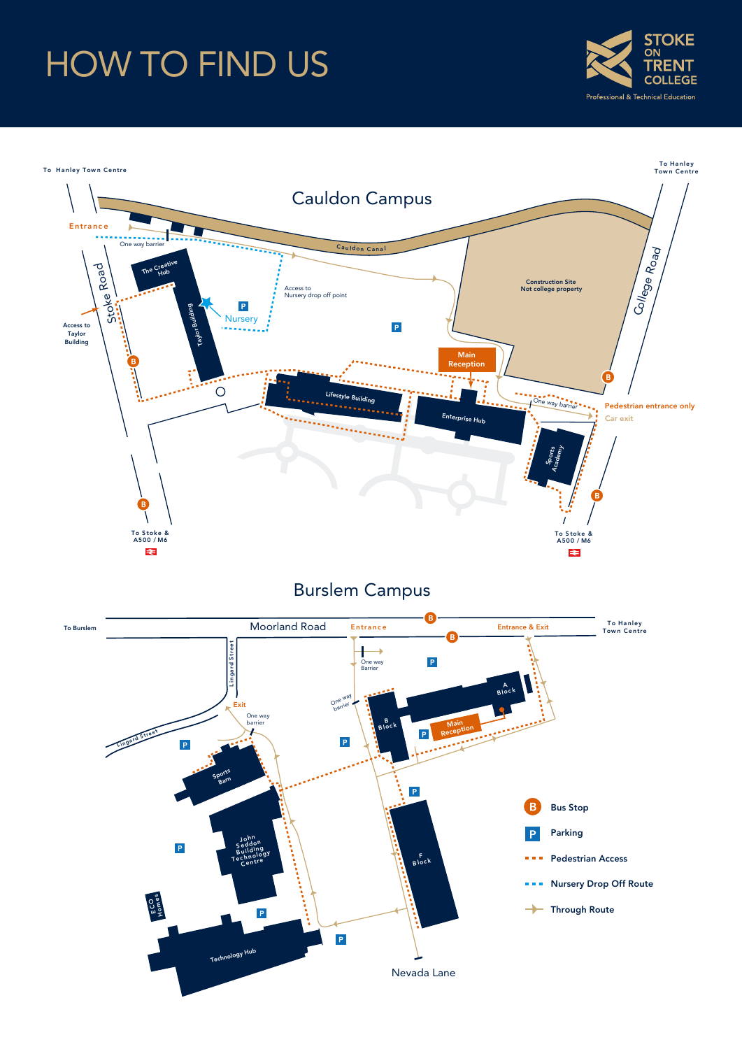# HOW TO FIND US

STOKE ON TRENT COLLEGE
Professional & Technical Education

## Cauldon Campus

To Hanley Town Centre

To Hanley Town Centre

Entrance

One way barrier

Cauldon Canal

Stoke Road

Access to Taylor Building

The Creative Hub

Taylor Building

Nursery

Access to Nursery drop off point

Construction Site
Not college property

College Road

Main Reception

Lifestyle Building

Enterprise Hub

Sports Academy

One way barrier

Pedestrian entrance only

Car exit

To Stoke & A500 / M6

To Stoke & A500 / M6

## Burslem Campus

To Burslem

Moorland Road

Entrance

Entrance & Exit

To Hanley Town Centre

One way Barrier

Lingard Street

Lingard Street

Exit

One way barrier

One way barrier

A Block

B Block

Main Reception

Sports Barn

John Seddon Building Technology Centre

F Block

ECO Homes

Technology Hub

Nevada Lane

- B — Bus Stop
- P — Parking
- Pedestrian Access
- Nursery Drop Off Route
- Through Route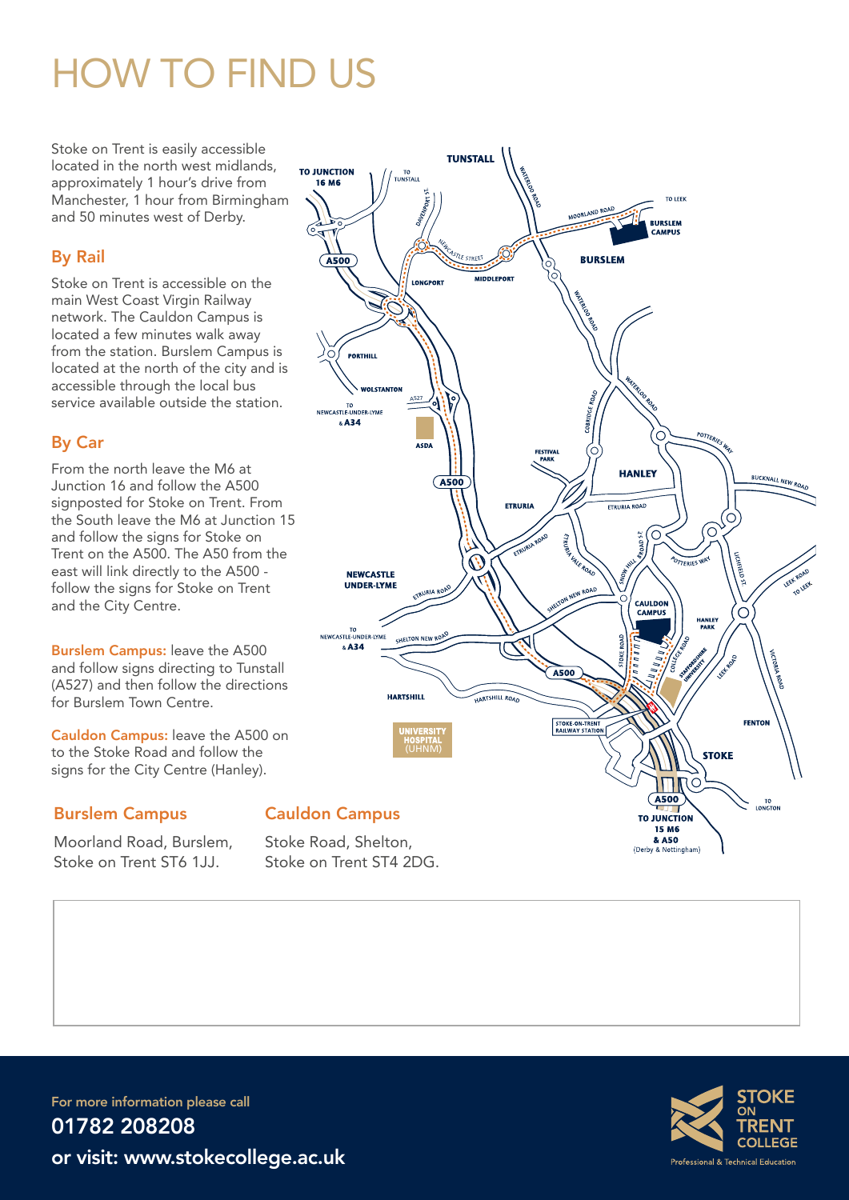# HOW TO FIND US

Stoke on Trent is easily accessible located in the north west midlands, approximately 1 hour's drive from Manchester, 1 hour from Birmingham and 50 minutes west of Derby.

## By Rail

Stoke on Trent is accessible on the main West Coast Virgin Railway network. The Cauldon Campus is located a few minutes walk away from the station. Burslem Campus is located at the north of the city and is accessible through the local bus service available outside the station.

## By Car

From the north leave the M6 at Junction 16 and follow the A500 signposted for Stoke on Trent. From the South leave the M6 at Junction 15 and follow the signs for Stoke on Trent on the A500. The A50 from the east will link directly to the A500 - follow the signs for Stoke on Trent and the City Centre.

**Burslem Campus:** leave the A500 and follow signs directing to Tunstall (A527) and then follow the directions for Burslem Town Centre.

**Cauldon Campus:** leave the A500 on to the Stoke Road and follow the signs for the City Centre (Hanley).

TUNSTALL
TO JUNCTION 16 M6
TO TUNSTALL
TO LEEK
BURSLEM CAMPUS
BURSLEM
A500
LONGPORT
MIDDLEPORT
PORTHILL
WOLSTANTON
TO NEWCASTLE-UNDER-LYME & A34
ASDA
FESTIVAL PARK
HANLEY
ETRURIA
NEWCASTLE UNDER-LYME
CAULDON CAMPUS
HANLEY PARK
TO NEWCASTLE-UNDER-LYME & A34
HARTSHILL
STOKE-ON-TRENT RAILWAY STATION
UNIVERSITY HOSPITAL (UHNM)
FENTON
STOKE
TO JUNCTION 15 M6 & A50 (Derby & Nottingham)
TO LONGTON

### Burslem Campus

Moorland Road, Burslem,
Stoke on Trent ST6 1JJ.

### Cauldon Campus

Stoke Road, Shelton,
Stoke on Trent ST4 2DG.

For more information please call
**01782 208208**
**or visit: www.stokecollege.ac.uk**

STOKE ON TRENT COLLEGE
Professional & Technical Education